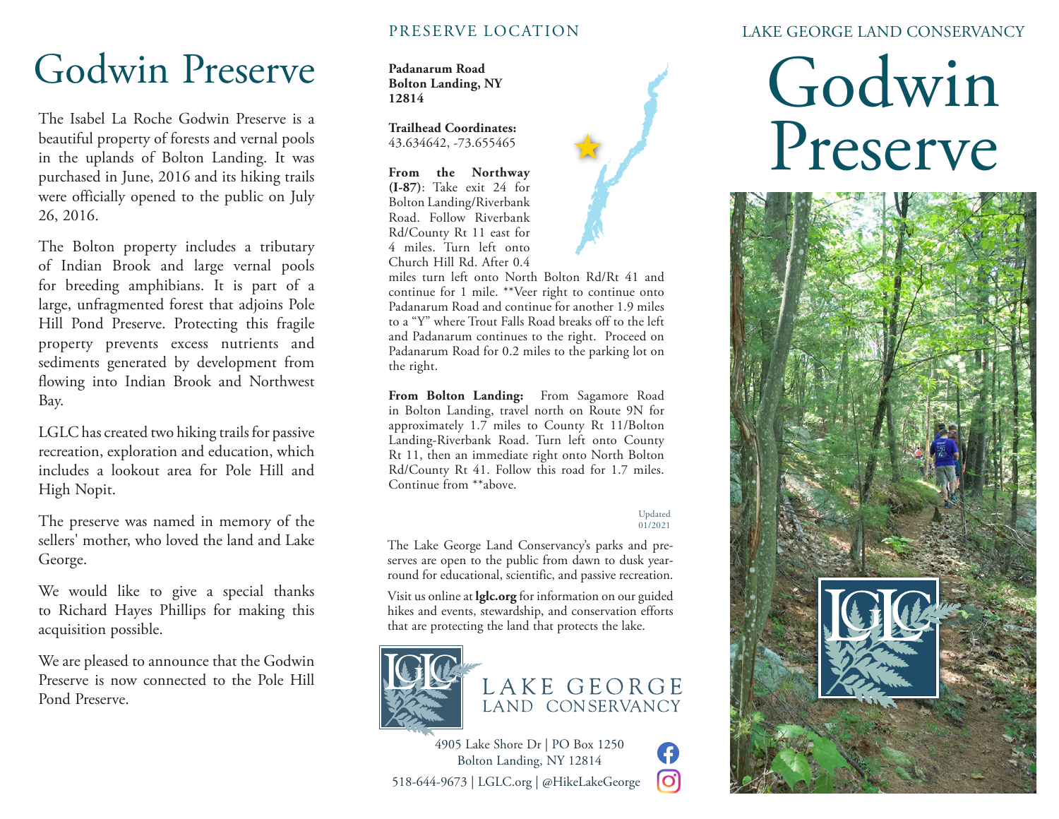# Godwin Preserve

The Isabel La Roche Godwin Preserve is a beautiful property of forests and vernal pools in the uplands of Bolton Landing. It was purchased in June, 2016 and its hiking trails were officially opened to the public on July 26, 2016.

The Bolton property includes a tributary of Indian Brook and large vernal pools for breeding amphibians. It is part of a large, unfragmented forest that adjoins Pole Hill Pond Preserve. Protecting this fragile property prevents excess nutrients and sediments generated by development from flowing into Indian Brook and Northwest Bay.

LGLC has created two hiking trails for passive recreation, exploration and education, which includes a lookout area for Pole Hill and High Nopit.

The preserve was named in memory of the sellers' mother, who loved the land and Lake George.

We would like to give a special thanks to Richard Hayes Phillips for making this acquisition possible.

We are pleased to announce that the Godwin Preserve is now connected to the Pole Hill Pond Preserve.

## PRESERVE LOCATION

**Padanarum Road**
**Bolton Landing, NY 12814**

**Trailhead Coordinates:**
43.634642, -73.655465

**From the Northway (I-87)**: Take exit 24 for Bolton Landing/Riverbank Road. Follow Riverbank Rd/County Rt 11 east for 4 miles. Turn left onto Church Hill Rd. After 0.4 miles turn left onto North Bolton Rd/Rt 41 and continue for 1 mile. **Veer right to continue onto Padanarum Road and continue for another 1.9 miles to a "Y" where Trout Falls Road breaks off to the left and Padanarum continues to the right. Proceed on Padanarum Road for 0.2 miles to the parking lot on the right.

**From Bolton Landing:** From Sagamore Road in Bolton Landing, travel north on Route 9N for approximately 1.7 miles to County Rt 11/Bolton Landing-Riverbank Road. Turn left onto County Rt 11, then an immediate right onto North Bolton Rd/County Rt 41. Follow this road for 1.7 miles. Continue from **above.

Updated 01/2021

The Lake George Land Conservancy's parks and preserves are open to the public from dawn to dusk year-round for educational, scientific, and passive recreation.

Visit us online at **lglc.org** for information on our guided hikes and events, stewardship, and conservation efforts that are protecting the land that protects the lake.

LAKE GEORGE LAND CONSERVANCY

4905 Lake Shore Dr | PO Box 1250
Bolton Landing, NY 12814
518-644-9673 | LGLC.org | @HikeLakeGeorge

LAKE GEORGE LAND CONSERVANCY

# Godwin Preserve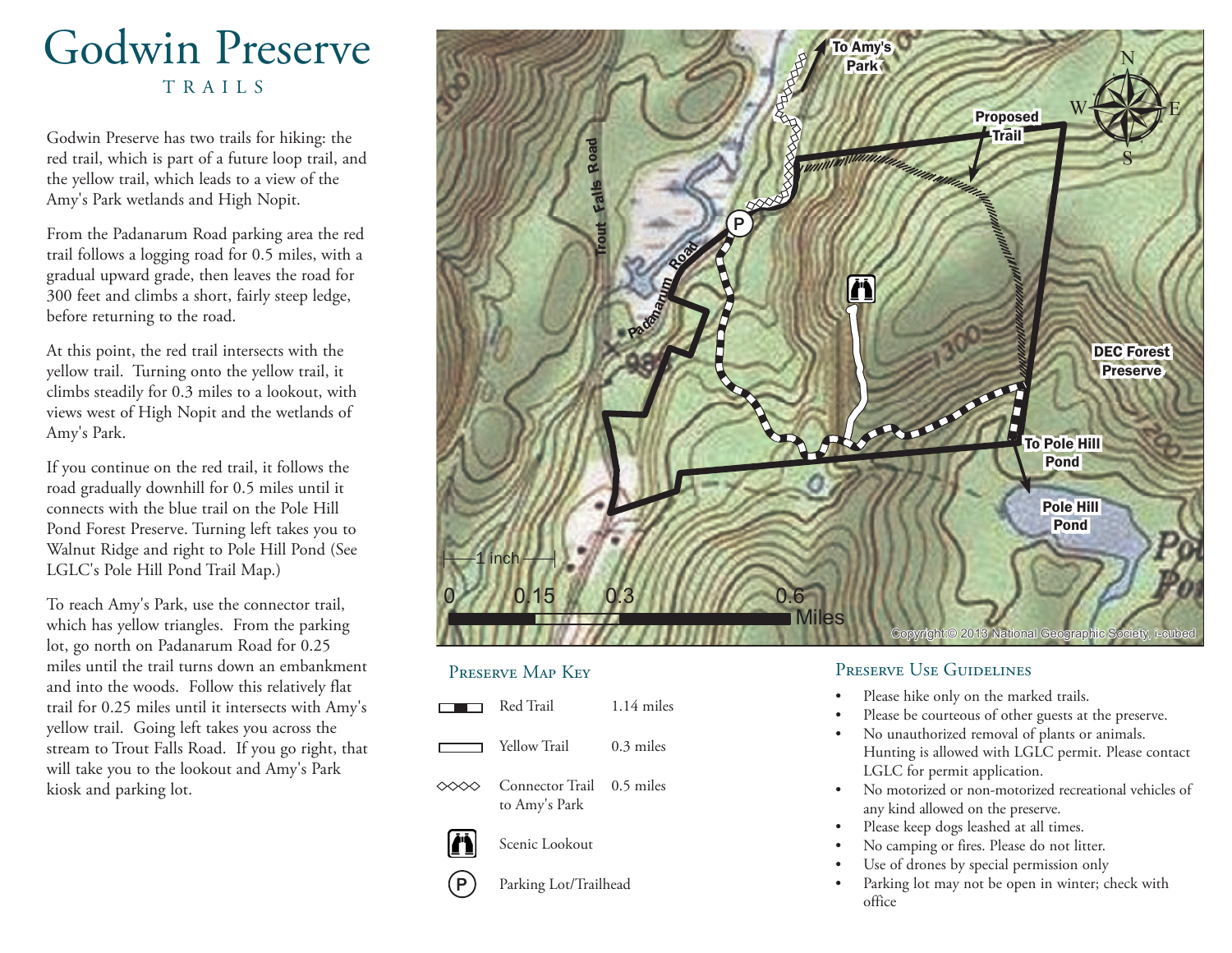# Godwin Preserve

## TRAILS

Godwin Preserve has two trails for hiking: the red trail, which is part of a future loop trail, and the yellow trail, which leads to a view of the Amy's Park wetlands and High Nopit.

From the Padanarum Road parking area the red trail follows a logging road for 0.5 miles, with a gradual upward grade, then leaves the road for 300 feet and climbs a short, fairly steep ledge, before returning to the road.

At this point, the red trail intersects with the yellow trail. Turning onto the yellow trail, it climbs steadily for 0.3 miles to a lookout, with views west of High Nopit and the wetlands of Amy's Park.

If you continue on the red trail, it follows the road gradually downhill for 0.5 miles until it connects with the blue trail on the Pole Hill Pond Forest Preserve. Turning left takes you to Walnut Ridge and right to Pole Hill Pond (See LGLC's Pole Hill Pond Trail Map.)

To reach Amy's Park, use the connector trail, which has yellow triangles. From the parking lot, go north on Padanarum Road for 0.25 miles until the trail turns down an embankment and into the woods. Follow this relatively flat trail for 0.25 miles until it intersects with Amy's yellow trail. Going left takes you across the stream to Trout Falls Road. If you go right, that will take you to the lookout and Amy's Park kiosk and parking lot.

To Amy's Park
Proposed Trail
Trout Falls Road
Padanarum Road
DEC Forest Preserve
To Pole Hill Pond
Pole Hill Pond
1 inch
0 0.15 0.3 0.6 Miles
Copyright © 2013 National Geographic Society, i-cubed

## Preserve Map Key

| | | |
|---|---|---|
| Red Trail | 1.14 miles |
| Yellow Trail | 0.3 miles |
| Connector Trail to Amy's Park | 0.5 miles |
| Scenic Lookout | |
| Parking Lot/Trailhead | |

## Preserve Use Guidelines

- Please hike only on the marked trails.
- Please be courteous of other guests at the preserve.
- No unauthorized removal of plants or animals. Hunting is allowed with LGLC permit. Please contact LGLC for permit application.
- No motorized or non-motorized recreational vehicles of any kind allowed on the preserve.
- Please keep dogs leashed at all times.
- No camping or fires. Please do not litter.
- Use of drones by special permission only
- Parking lot may not be open in winter; check with office